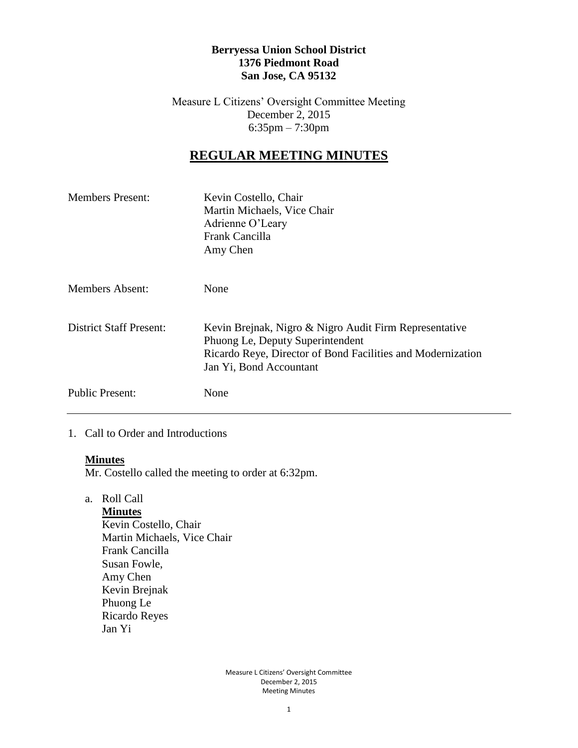**Berryessa Union School District**
**1376 Piedmont Road**
**San Jose, CA 95132**

Measure L Citizens' Oversight Committee Meeting
December 2, 2015
6:35pm – 7:30pm

# REGULAR MEETING MINUTES

| | |
|---|---|
| Members Present: | Kevin Costello, Chair<br>Martin Michaels, Vice Chair<br>Adrienne O'Leary<br>Frank Cancilla<br>Amy Chen |
| Members Absent: | None |
| District Staff Present: | Kevin Brejnak, Nigro & Nigro Audit Firm Representative<br>Phuong Le, Deputy Superintendent<br>Ricardo Reye, Director of Bond Facilities and Modernization<br>Jan Yi, Bond Accountant |
| Public Present: | None |

---

1. Call to Order and Introductions

   **Minutes**
   Mr. Costello called the meeting to order at 6:32pm.

   a. Roll Call
      **Minutes**
      Kevin Costello, Chair
      Martin Michaels, Vice Chair
      Frank Cancilla
      Susan Fowle,
      Amy Chen
      Kevin Brejnak
      Phuong Le
      Ricardo Reyes
      Jan Yi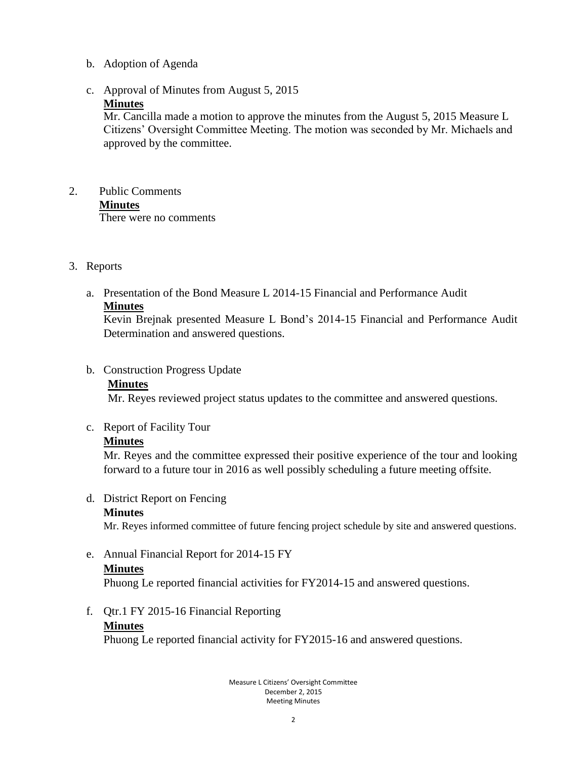b. Adoption of Agenda

c. Approval of Minutes from August 5, 2015

   **Minutes**

   Mr. Cancilla made a motion to approve the minutes from the August 5, 2015 Measure L Citizens' Oversight Committee Meeting. The motion was seconded by Mr. Michaels and approved by the committee.

2. Public Comments

   **Minutes**

   There were no comments

3. Reports

   a. Presentation of the Bond Measure L 2014-15 Financial and Performance Audit

   **Minutes**

   Kevin Brejnak presented Measure L Bond's 2014-15 Financial and Performance Audit Determination and answered questions.

   b. Construction Progress Update

   **Minutes**

   Mr. Reyes reviewed project status updates to the committee and answered questions.

   c. Report of Facility Tour

   **Minutes**

   Mr. Reyes and the committee expressed their positive experience of the tour and looking forward to a future tour in 2016 as well possibly scheduling a future meeting offsite.

   d. District Report on Fencing

   **Minutes**

   Mr. Reyes informed committee of future fencing project schedule by site and answered questions.

   e. Annual Financial Report for 2014-15 FY

   **Minutes**

   Phuong Le reported financial activities for FY2014-15 and answered questions.

   f. Qtr.1 FY 2015-16 Financial Reporting

   **Minutes**

   Phuong Le reported financial activity for FY2015-16 and answered questions.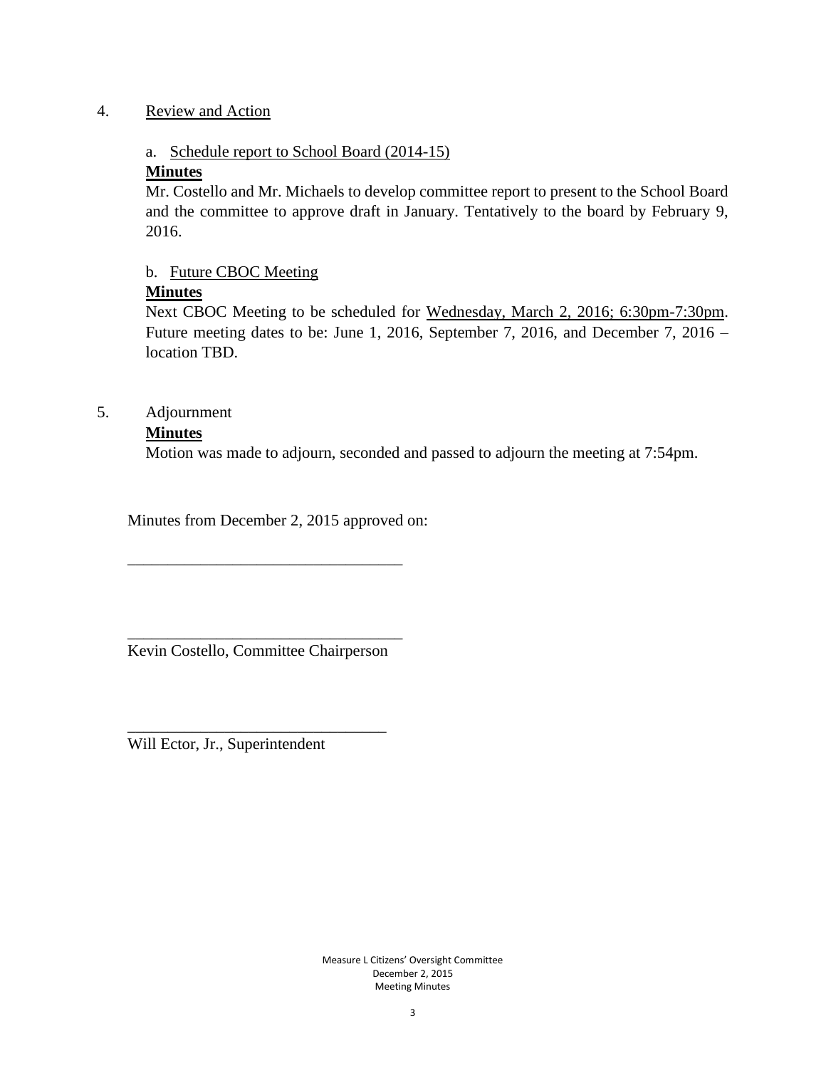4. Review and Action

   a. Schedule report to School Board (2014-15)

   **Minutes**

   Mr. Costello and Mr. Michaels to develop committee report to present to the School Board and the committee to approve draft in January. Tentatively to the board by February 9, 2016.

   b. Future CBOC Meeting

   **Minutes**

   Next CBOC Meeting to be scheduled for Wednesday, March 2, 2016; 6:30pm-7:30pm. Future meeting dates to be: June 1, 2016, September 7, 2016, and December 7, 2016 – location TBD.

5. Adjournment

   **Minutes**

   Motion was made to adjourn, seconded and passed to adjourn the meeting at 7:54pm.

Minutes from December 2, 2015 approved on:

__________________________________

__________________________________
Kevin Costello, Committee Chairperson

________________________________
Will Ector, Jr., Superintendent